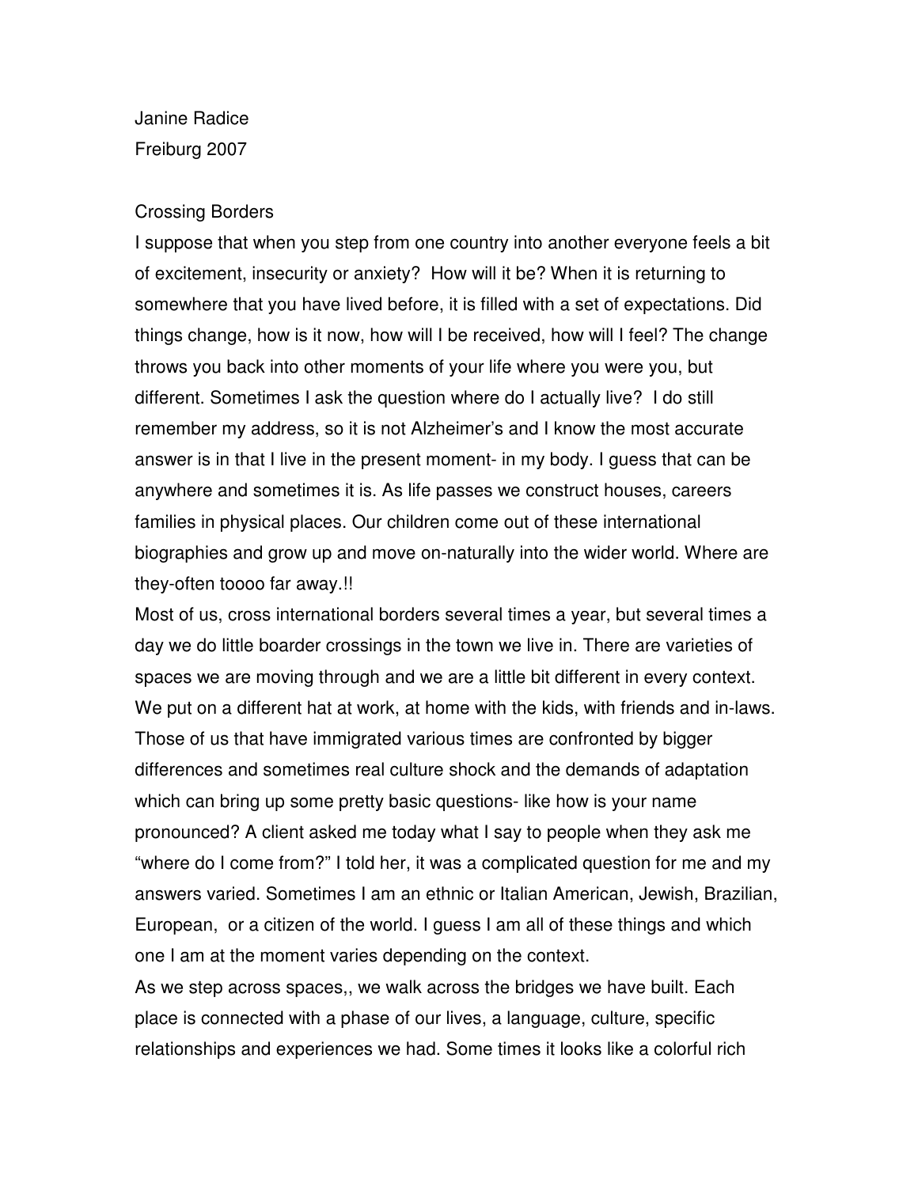Janine Radice
Freiburg 2007

## Crossing Borders

I suppose that when you step from one country into another everyone feels a bit of excitement, insecurity or anxiety? How will it be? When it is returning to somewhere that you have lived before, it is filled with a set of expectations. Did things change, how is it now, how will I be received, how will I feel? The change throws you back into other moments of your life where you were you, but different. Sometimes I ask the question where do I actually live? I do still remember my address, so it is not Alzheimer's and I know the most accurate answer is in that I live in the present moment- in my body. I guess that can be anywhere and sometimes it is. As life passes we construct houses, careers families in physical places. Our children come out of these international biographies and grow up and move on-naturally into the wider world. Where are they-often toooo far away.!!

Most of us, cross international borders several times a year, but several times a day we do little boarder crossings in the town we live in. There are varieties of spaces we are moving through and we are a little bit different in every context. We put on a different hat at work, at home with the kids, with friends and in-laws. Those of us that have immigrated various times are confronted by bigger differences and sometimes real culture shock and the demands of adaptation which can bring up some pretty basic questions- like how is your name pronounced? A client asked me today what I say to people when they ask me "where do I come from?" I told her, it was a complicated question for me and my answers varied. Sometimes I am an ethnic or Italian American, Jewish, Brazilian, European, or a citizen of the world. I guess I am all of these things and which one I am at the moment varies depending on the context.

As we step across spaces,, we walk across the bridges we have built. Each place is connected with a phase of our lives, a language, culture, specific relationships and experiences we had. Some times it looks like a colorful rich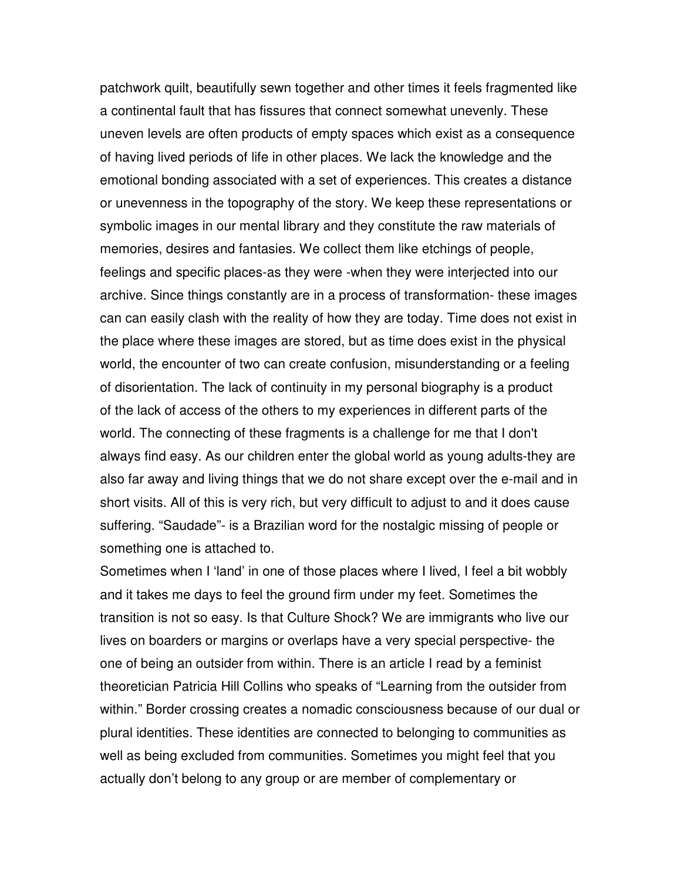patchwork quilt, beautifully sewn together and other times it feels fragmented like a continental fault that has fissures that connect somewhat unevenly. These uneven levels are often products of empty spaces which exist as a consequence of having lived periods of life in other places. We lack the knowledge and the emotional bonding associated with a set of experiences. This creates a distance or unevenness in the topography of the story. We keep these representations or symbolic images in our mental library and they constitute the raw materials of memories, desires and fantasies. We collect them like etchings of people, feelings and specific places-as they were -when they were interjected into our archive. Since things constantly are in a process of transformation- these images can can easily clash with the reality of how they are today. Time does not exist in the place where these images are stored, but as time does exist in the physical world, the encounter of two can create confusion, misunderstanding or a feeling of disorientation. The lack of continuity in my personal biography is a product of the lack of access of the others to my experiences in different parts of the world. The connecting of these fragments is a challenge for me that I don't always find easy. As our children enter the global world as young adults-they are also far away and living things that we do not share except over the e-mail and in short visits. All of this is very rich, but very difficult to adjust to and it does cause suffering. "Saudade"- is a Brazilian word for the nostalgic missing of people or something one is attached to.

Sometimes when I 'land' in one of those places where I lived, I feel a bit wobbly and it takes me days to feel the ground firm under my feet. Sometimes the transition is not so easy. Is that Culture Shock? We are immigrants who live our lives on boarders or margins or overlaps have a very special perspective- the one of being an outsider from within. There is an article I read by a feminist theoretician Patricia Hill Collins who speaks of "Learning from the outsider from within." Border crossing creates a nomadic consciousness because of our dual or plural identities. These identities are connected to belonging to communities as well as being excluded from communities. Sometimes you might feel that you actually don't belong to any group or are member of complementary or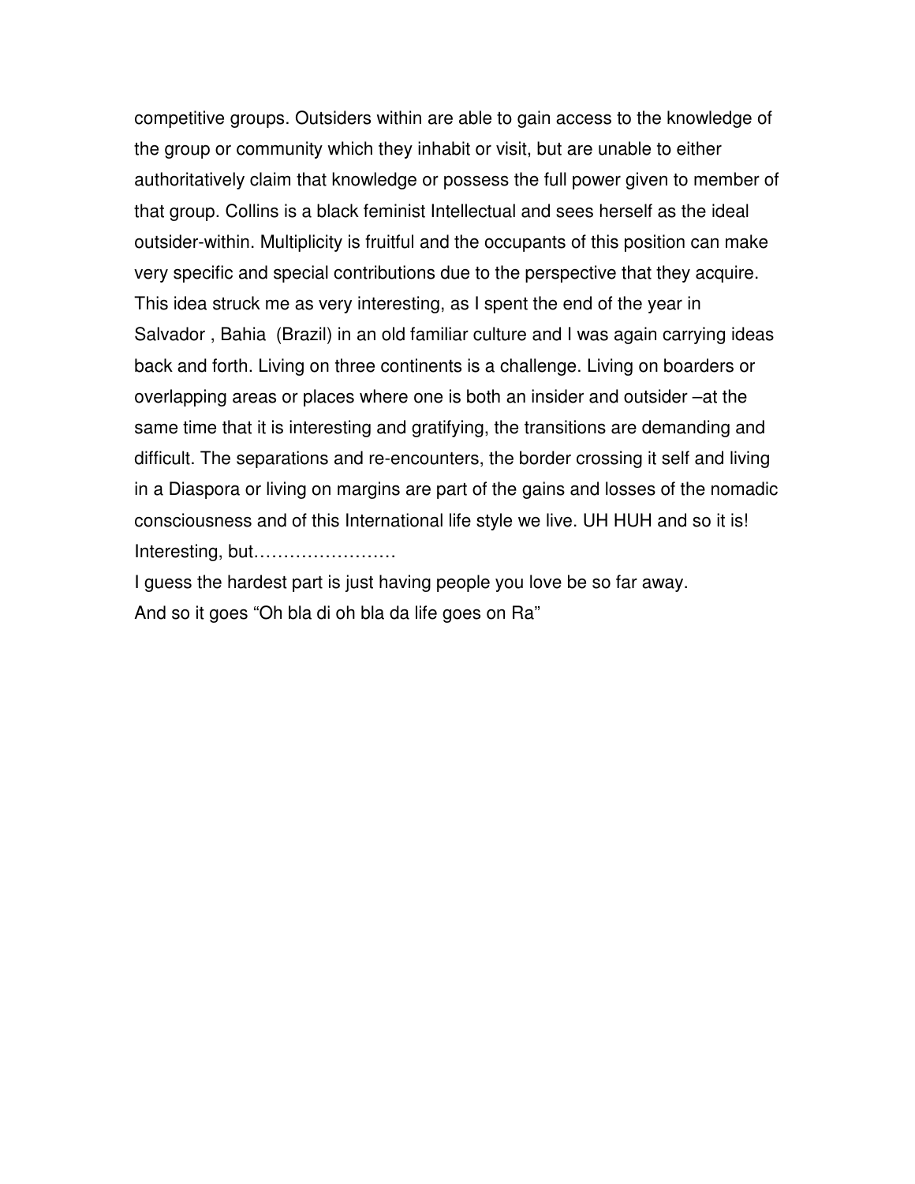competitive groups. Outsiders within are able to gain access to the knowledge of the group or community which they inhabit or visit, but are unable to either authoritatively claim that knowledge or possess the full power given to member of that group. Collins is a black feminist Intellectual and sees herself as the ideal outsider-within. Multiplicity is fruitful and the occupants of this position can make very specific and special contributions due to the perspective that they acquire. This idea struck me as very interesting, as I spent the end of the year in Salvador , Bahia  (Brazil) in an old familiar culture and I was again carrying ideas back and forth. Living on three continents is a challenge. Living on boarders or overlapping areas or places where one is both an insider and outsider –at the same time that it is interesting and gratifying, the transitions are demanding and difficult. The separations and re-encounters, the border crossing it self and living in a Diaspora or living on margins are part of the gains and losses of the nomadic consciousness and of this International life style we live. UH HUH and so it is! Interesting, but……………………

I guess the hardest part is just having people you love be so far away.

And so it goes “Oh bla di oh bla da life goes on Ra”